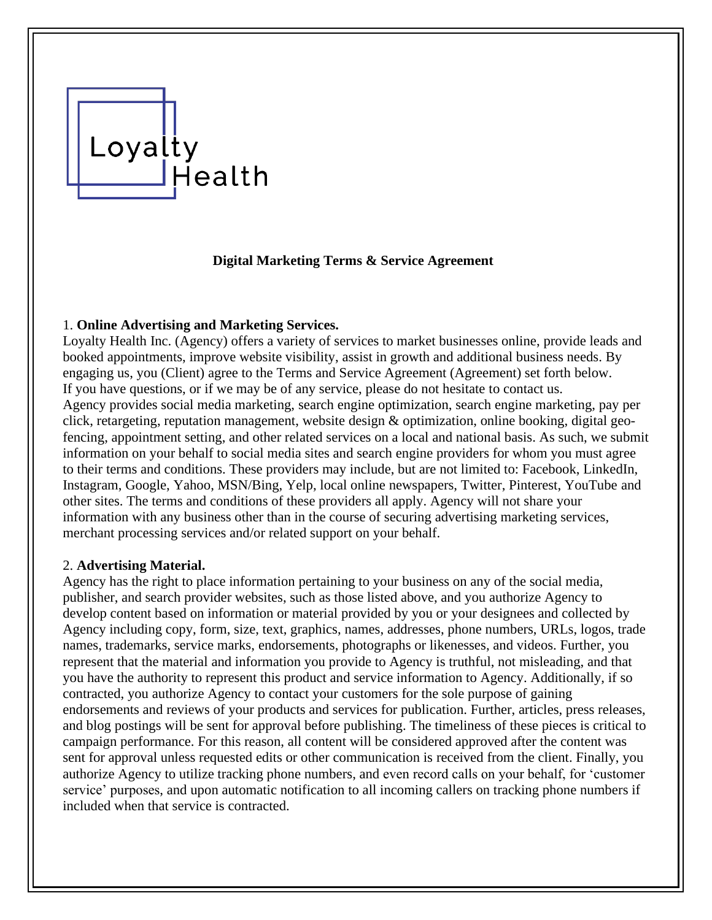Loyalty Health

# Digital Marketing Terms & Service Agreement

1. **Online Advertising and Marketing Services.**
Loyalty Health Inc. (Agency) offers a variety of services to market businesses online, provide leads and booked appointments, improve website visibility, assist in growth and additional business needs. By engaging us, you (Client) agree to the Terms and Service Agreement (Agreement) set forth below. If you have questions, or if we may be of any service, please do not hesitate to contact us. Agency provides social media marketing, search engine optimization, search engine marketing, pay per click, retargeting, reputation management, website design & optimization, online booking, digital geo-fencing, appointment setting, and other related services on a local and national basis. As such, we submit information on your behalf to social media sites and search engine providers for whom you must agree to their terms and conditions. These providers may include, but are not limited to: Facebook, LinkedIn, Instagram, Google, Yahoo, MSN/Bing, Yelp, local online newspapers, Twitter, Pinterest, YouTube and other sites. The terms and conditions of these providers all apply. Agency will not share your information with any business other than in the course of securing advertising marketing services, merchant processing services and/or related support on your behalf.

2. **Advertising Material.**
Agency has the right to place information pertaining to your business on any of the social media, publisher, and search provider websites, such as those listed above, and you authorize Agency to develop content based on information or material provided by you or your designees and collected by Agency including copy, form, size, text, graphics, names, addresses, phone numbers, URLs, logos, trade names, trademarks, service marks, endorsements, photographs or likenesses, and videos. Further, you represent that the material and information you provide to Agency is truthful, not misleading, and that you have the authority to represent this product and service information to Agency. Additionally, if so contracted, you authorize Agency to contact your customers for the sole purpose of gaining endorsements and reviews of your products and services for publication. Further, articles, press releases, and blog postings will be sent for approval before publishing. The timeliness of these pieces is critical to campaign performance. For this reason, all content will be considered approved after the content was sent for approval unless requested edits or other communication is received from the client. Finally, you authorize Agency to utilize tracking phone numbers, and even record calls on your behalf, for 'customer service' purposes, and upon automatic notification to all incoming callers on tracking phone numbers if included when that service is contracted.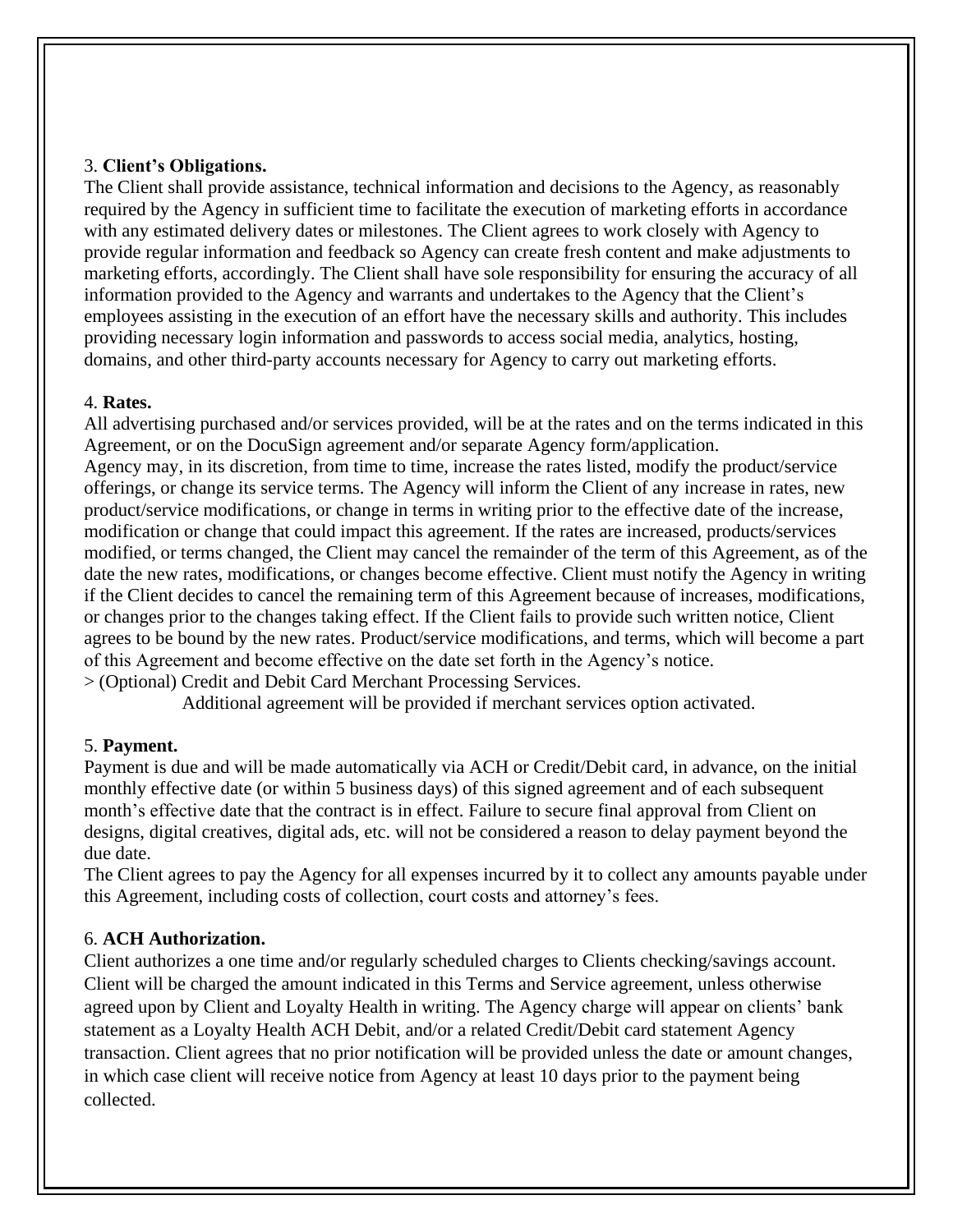3. **Client's Obligations.**
The Client shall provide assistance, technical information and decisions to the Agency, as reasonably required by the Agency in sufficient time to facilitate the execution of marketing efforts in accordance with any estimated delivery dates or milestones. The Client agrees to work closely with Agency to provide regular information and feedback so Agency can create fresh content and make adjustments to marketing efforts, accordingly. The Client shall have sole responsibility for ensuring the accuracy of all information provided to the Agency and warrants and undertakes to the Agency that the Client's employees assisting in the execution of an effort have the necessary skills and authority. This includes providing necessary login information and passwords to access social media, analytics, hosting, domains, and other third-party accounts necessary for Agency to carry out marketing efforts.

4. **Rates.**
All advertising purchased and/or services provided, will be at the rates and on the terms indicated in this Agreement, or on the DocuSign agreement and/or separate Agency form/application.
Agency may, in its discretion, from time to time, increase the rates listed, modify the product/service offerings, or change its service terms. The Agency will inform the Client of any increase in rates, new product/service modifications, or change in terms in writing prior to the effective date of the increase, modification or change that could impact this agreement. If the rates are increased, products/services modified, or terms changed, the Client may cancel the remainder of the term of this Agreement, as of the date the new rates, modifications, or changes become effective. Client must notify the Agency in writing if the Client decides to cancel the remaining term of this Agreement because of increases, modifications, or changes prior to the changes taking effect. If the Client fails to provide such written notice, Client agrees to be bound by the new rates. Product/service modifications, and terms, which will become a part of this Agreement and become effective on the date set forth in the Agency's notice.
> (Optional) Credit and Debit Card Merchant Processing Services.

Additional agreement will be provided if merchant services option activated.

5. **Payment.**
Payment is due and will be made automatically via ACH or Credit/Debit card, in advance, on the initial monthly effective date (or within 5 business days) of this signed agreement and of each subsequent month's effective date that the contract is in effect. Failure to secure final approval from Client on designs, digital creatives, digital ads, etc. will not be considered a reason to delay payment beyond the due date.
The Client agrees to pay the Agency for all expenses incurred by it to collect any amounts payable under this Agreement, including costs of collection, court costs and attorney's fees.

6. **ACH Authorization.**
Client authorizes a one time and/or regularly scheduled charges to Clients checking/savings account. Client will be charged the amount indicated in this Terms and Service agreement, unless otherwise agreed upon by Client and Loyalty Health in writing. The Agency charge will appear on clients' bank statement as a Loyalty Health ACH Debit, and/or a related Credit/Debit card statement Agency transaction. Client agrees that no prior notification will be provided unless the date or amount changes, in which case client will receive notice from Agency at least 10 days prior to the payment being collected.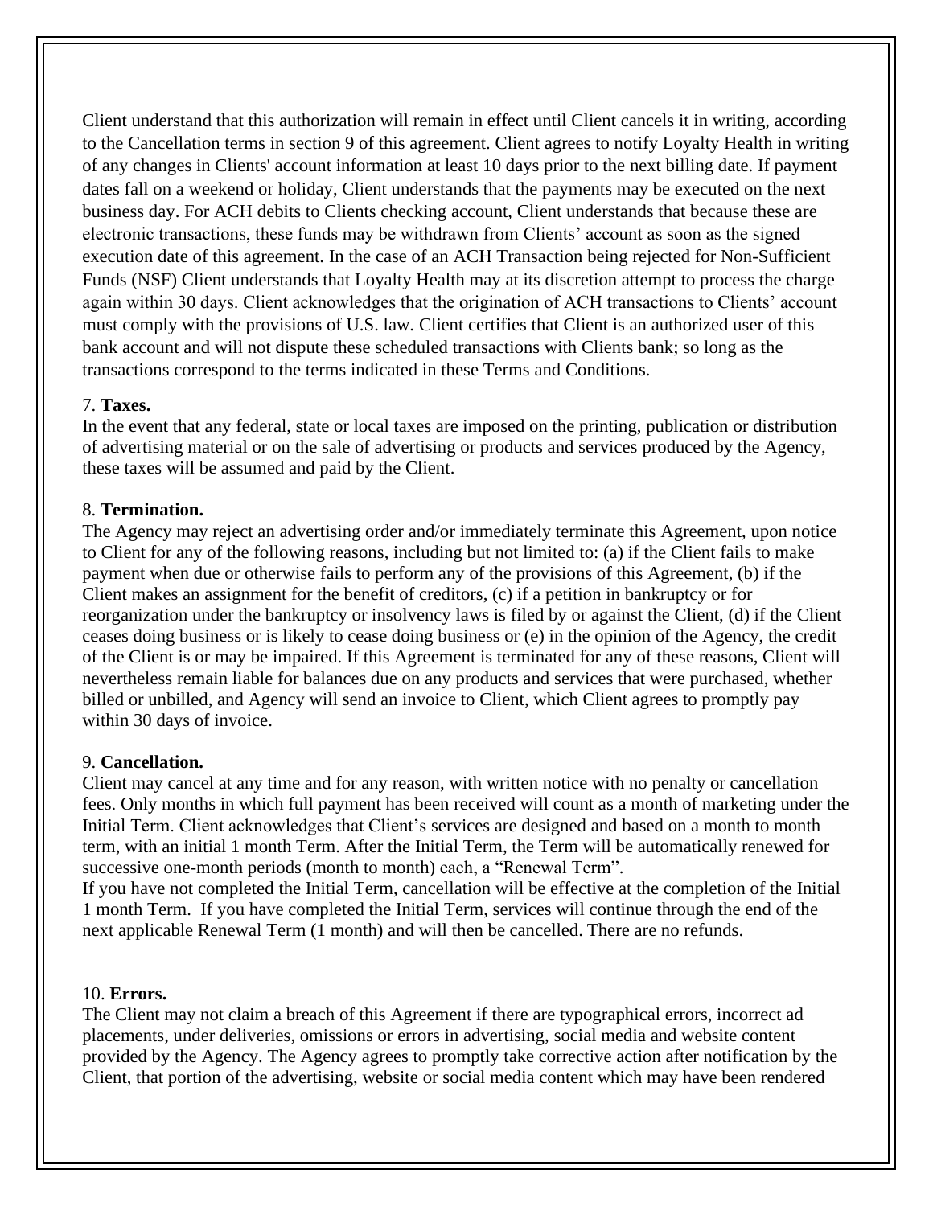Client understand that this authorization will remain in effect until Client cancels it in writing, according to the Cancellation terms in section 9 of this agreement. Client agrees to notify Loyalty Health in writing of any changes in Clients' account information at least 10 days prior to the next billing date. If payment dates fall on a weekend or holiday, Client understands that the payments may be executed on the next business day. For ACH debits to Clients checking account, Client understands that because these are electronic transactions, these funds may be withdrawn from Clients' account as soon as the signed execution date of this agreement. In the case of an ACH Transaction being rejected for Non-Sufficient Funds (NSF) Client understands that Loyalty Health may at its discretion attempt to process the charge again within 30 days. Client acknowledges that the origination of ACH transactions to Clients' account must comply with the provisions of U.S. law. Client certifies that Client is an authorized user of this bank account and will not dispute these scheduled transactions with Clients bank; so long as the transactions correspond to the terms indicated in these Terms and Conditions.

7. **Taxes.**
In the event that any federal, state or local taxes are imposed on the printing, publication or distribution of advertising material or on the sale of advertising or products and services produced by the Agency, these taxes will be assumed and paid by the Client.

8. **Termination.**
The Agency may reject an advertising order and/or immediately terminate this Agreement, upon notice to Client for any of the following reasons, including but not limited to: (a) if the Client fails to make payment when due or otherwise fails to perform any of the provisions of this Agreement, (b) if the Client makes an assignment for the benefit of creditors, (c) if a petition in bankruptcy or for reorganization under the bankruptcy or insolvency laws is filed by or against the Client, (d) if the Client ceases doing business or is likely to cease doing business or (e) in the opinion of the Agency, the credit of the Client is or may be impaired. If this Agreement is terminated for any of these reasons, Client will nevertheless remain liable for balances due on any products and services that were purchased, whether billed or unbilled, and Agency will send an invoice to Client, which Client agrees to promptly pay within 30 days of invoice.

9. **Cancellation.**
Client may cancel at any time and for any reason, with written notice with no penalty or cancellation fees. Only months in which full payment has been received will count as a month of marketing under the Initial Term. Client acknowledges that Client's services are designed and based on a month to month term, with an initial 1 month Term. After the Initial Term, the Term will be automatically renewed for successive one-month periods (month to month) each, a "Renewal Term".
If you have not completed the Initial Term, cancellation will be effective at the completion of the Initial 1 month Term. If you have completed the Initial Term, services will continue through the end of the next applicable Renewal Term (1 month) and will then be cancelled. There are no refunds.

10. **Errors.**
The Client may not claim a breach of this Agreement if there are typographical errors, incorrect ad placements, under deliveries, omissions or errors in advertising, social media and website content provided by the Agency. The Agency agrees to promptly take corrective action after notification by the Client, that portion of the advertising, website or social media content which may have been rendered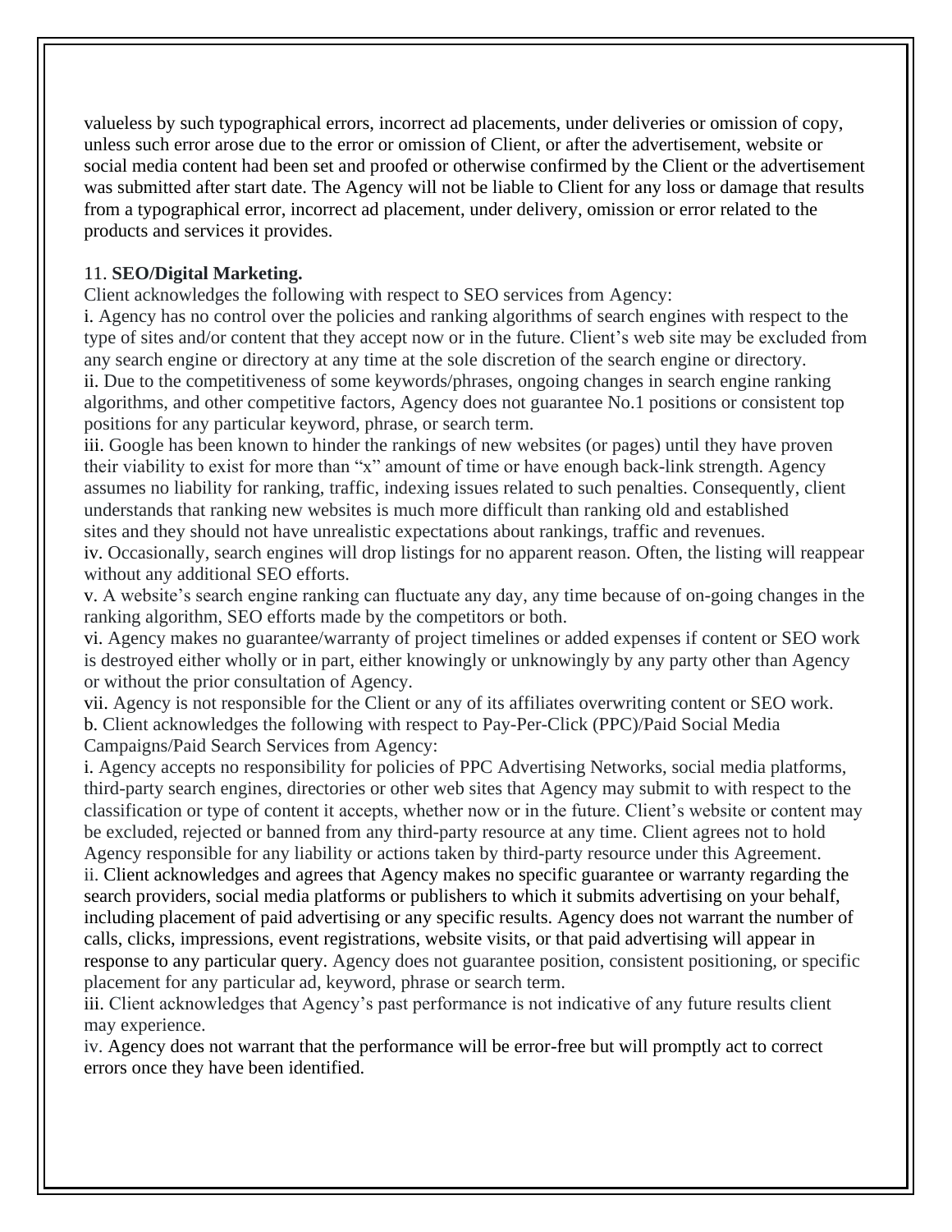valueless by such typographical errors, incorrect ad placements, under deliveries or omission of copy, unless such error arose due to the error or omission of Client, or after the advertisement, website or social media content had been set and proofed or otherwise confirmed by the Client or the advertisement was submitted after start date. The Agency will not be liable to Client for any loss or damage that results from a typographical error, incorrect ad placement, under delivery, omission or error related to the products and services it provides.

11. **SEO/Digital Marketing.**

Client acknowledges the following with respect to SEO services from Agency:

i. Agency has no control over the policies and ranking algorithms of search engines with respect to the type of sites and/or content that they accept now or in the future. Client's web site may be excluded from any search engine or directory at any time at the sole discretion of the search engine or directory.

ii. Due to the competitiveness of some keywords/phrases, ongoing changes in search engine ranking algorithms, and other competitive factors, Agency does not guarantee No.1 positions or consistent top positions for any particular keyword, phrase, or search term.

iii. Google has been known to hinder the rankings of new websites (or pages) until they have proven their viability to exist for more than "x" amount of time or have enough back-link strength. Agency assumes no liability for ranking, traffic, indexing issues related to such penalties. Consequently, client understands that ranking new websites is much more difficult than ranking old and established sites and they should not have unrealistic expectations about rankings, traffic and revenues.

iv. Occasionally, search engines will drop listings for no apparent reason. Often, the listing will reappear without any additional SEO efforts.

v. A website's search engine ranking can fluctuate any day, any time because of on-going changes in the ranking algorithm, SEO efforts made by the competitors or both.

vi. Agency makes no guarantee/warranty of project timelines or added expenses if content or SEO work is destroyed either wholly or in part, either knowingly or unknowingly by any party other than Agency or without the prior consultation of Agency.

vii. Agency is not responsible for the Client or any of its affiliates overwriting content or SEO work.

b. Client acknowledges the following with respect to Pay-Per-Click (PPC)/Paid Social Media Campaigns/Paid Search Services from Agency:

i. Agency accepts no responsibility for policies of PPC Advertising Networks, social media platforms, third-party search engines, directories or other web sites that Agency may submit to with respect to the classification or type of content it accepts, whether now or in the future. Client's website or content may be excluded, rejected or banned from any third-party resource at any time. Client agrees not to hold Agency responsible for any liability or actions taken by third-party resource under this Agreement.

ii. Client acknowledges and agrees that Agency makes no specific guarantee or warranty regarding the search providers, social media platforms or publishers to which it submits advertising on your behalf, including placement of paid advertising or any specific results. Agency does not warrant the number of calls, clicks, impressions, event registrations, website visits, or that paid advertising will appear in response to any particular query. Agency does not guarantee position, consistent positioning, or specific placement for any particular ad, keyword, phrase or search term.

iii. Client acknowledges that Agency's past performance is not indicative of any future results client may experience.

iv. Agency does not warrant that the performance will be error-free but will promptly act to correct errors once they have been identified.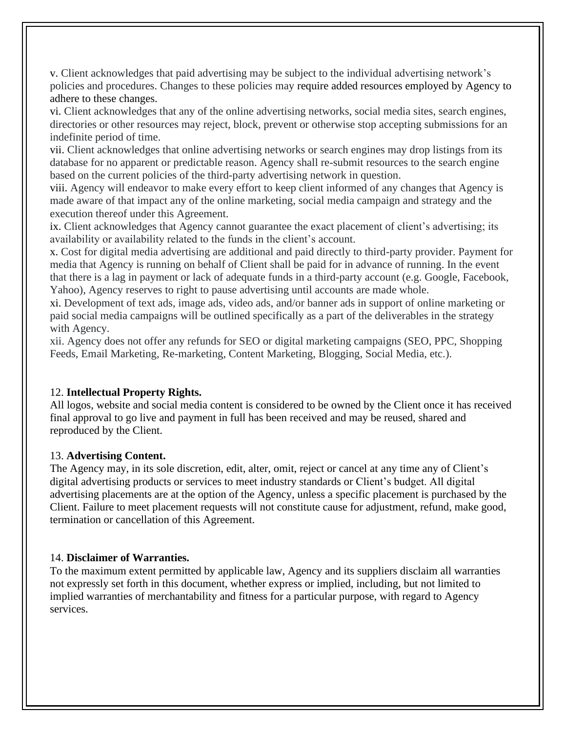v. Client acknowledges that paid advertising may be subject to the individual advertising network's policies and procedures. Changes to these policies may require added resources employed by Agency to adhere to these changes.

vi. Client acknowledges that any of the online advertising networks, social media sites, search engines, directories or other resources may reject, block, prevent or otherwise stop accepting submissions for an indefinite period of time.

vii. Client acknowledges that online advertising networks or search engines may drop listings from its database for no apparent or predictable reason. Agency shall re-submit resources to the search engine based on the current policies of the third-party advertising network in question.

viii. Agency will endeavor to make every effort to keep client informed of any changes that Agency is made aware of that impact any of the online marketing, social media campaign and strategy and the execution thereof under this Agreement.

ix. Client acknowledges that Agency cannot guarantee the exact placement of client's advertising; its availability or availability related to the funds in the client's account.

x. Cost for digital media advertising are additional and paid directly to third-party provider. Payment for media that Agency is running on behalf of Client shall be paid for in advance of running. In the event that there is a lag in payment or lack of adequate funds in a third-party account (e.g. Google, Facebook, Yahoo), Agency reserves to right to pause advertising until accounts are made whole.

xi. Development of text ads, image ads, video ads, and/or banner ads in support of online marketing or paid social media campaigns will be outlined specifically as a part of the deliverables in the strategy with Agency.

xii. Agency does not offer any refunds for SEO or digital marketing campaigns (SEO, PPC, Shopping Feeds, Email Marketing, Re-marketing, Content Marketing, Blogging, Social Media, etc.).

12. **Intellectual Property Rights.**

All logos, website and social media content is considered to be owned by the Client once it has received final approval to go live and payment in full has been received and may be reused, shared and reproduced by the Client.

13. **Advertising Content.**

The Agency may, in its sole discretion, edit, alter, omit, reject or cancel at any time any of Client's digital advertising products or services to meet industry standards or Client's budget. All digital advertising placements are at the option of the Agency, unless a specific placement is purchased by the Client. Failure to meet placement requests will not constitute cause for adjustment, refund, make good, termination or cancellation of this Agreement.

14. **Disclaimer of Warranties.**

To the maximum extent permitted by applicable law, Agency and its suppliers disclaim all warranties not expressly set forth in this document, whether express or implied, including, but not limited to implied warranties of merchantability and fitness for a particular purpose, with regard to Agency services.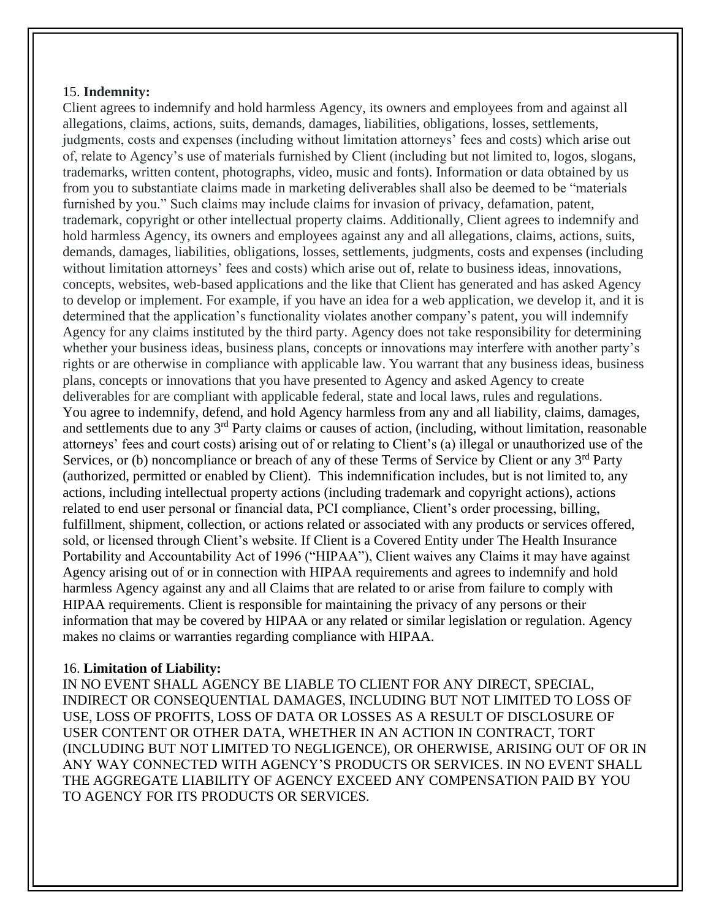15. **Indemnity:**

Client agrees to indemnify and hold harmless Agency, its owners and employees from and against all allegations, claims, actions, suits, demands, damages, liabilities, obligations, losses, settlements, judgments, costs and expenses (including without limitation attorneys' fees and costs) which arise out of, relate to Agency's use of materials furnished by Client (including but not limited to, logos, slogans, trademarks, written content, photographs, video, music and fonts). Information or data obtained by us from you to substantiate claims made in marketing deliverables shall also be deemed to be "materials furnished by you." Such claims may include claims for invasion of privacy, defamation, patent, trademark, copyright or other intellectual property claims. Additionally, Client agrees to indemnify and hold harmless Agency, its owners and employees against any and all allegations, claims, actions, suits, demands, damages, liabilities, obligations, losses, settlements, judgments, costs and expenses (including without limitation attorneys' fees and costs) which arise out of, relate to business ideas, innovations, concepts, websites, web-based applications and the like that Client has generated and has asked Agency to develop or implement. For example, if you have an idea for a web application, we develop it, and it is determined that the application's functionality violates another company's patent, you will indemnify Agency for any claims instituted by the third party. Agency does not take responsibility for determining whether your business ideas, business plans, concepts or innovations may interfere with another party's rights or are otherwise in compliance with applicable law. You warrant that any business ideas, business plans, concepts or innovations that you have presented to Agency and asked Agency to create deliverables for are compliant with applicable federal, state and local laws, rules and regulations. You agree to indemnify, defend, and hold Agency harmless from any and all liability, claims, damages, and settlements due to any 3rd Party claims or causes of action, (including, without limitation, reasonable attorneys' fees and court costs) arising out of or relating to Client's (a) illegal or unauthorized use of the Services, or (b) noncompliance or breach of any of these Terms of Service by Client or any 3rd Party (authorized, permitted or enabled by Client). This indemnification includes, but is not limited to, any actions, including intellectual property actions (including trademark and copyright actions), actions related to end user personal or financial data, PCI compliance, Client's order processing, billing, fulfillment, shipment, collection, or actions related or associated with any products or services offered, sold, or licensed through Client's website. If Client is a Covered Entity under The Health Insurance Portability and Accountability Act of 1996 ("HIPAA"), Client waives any Claims it may have against Agency arising out of or in connection with HIPAA requirements and agrees to indemnify and hold harmless Agency against any and all Claims that are related to or arise from failure to comply with HIPAA requirements. Client is responsible for maintaining the privacy of any persons or their information that may be covered by HIPAA or any related or similar legislation or regulation. Agency makes no claims or warranties regarding compliance with HIPAA.

16. **Limitation of Liability:**

IN NO EVENT SHALL AGENCY BE LIABLE TO CLIENT FOR ANY DIRECT, SPECIAL, INDIRECT OR CONSEQUENTIAL DAMAGES, INCLUDING BUT NOT LIMITED TO LOSS OF USE, LOSS OF PROFITS, LOSS OF DATA OR LOSSES AS A RESULT OF DISCLOSURE OF USER CONTENT OR OTHER DATA, WHETHER IN AN ACTION IN CONTRACT, TORT (INCLUDING BUT NOT LIMITED TO NEGLIGENCE), OR OHERWISE, ARISING OUT OF OR IN ANY WAY CONNECTED WITH AGENCY'S PRODUCTS OR SERVICES. IN NO EVENT SHALL THE AGGREGATE LIABILITY OF AGENCY EXCEED ANY COMPENSATION PAID BY YOU TO AGENCY FOR ITS PRODUCTS OR SERVICES.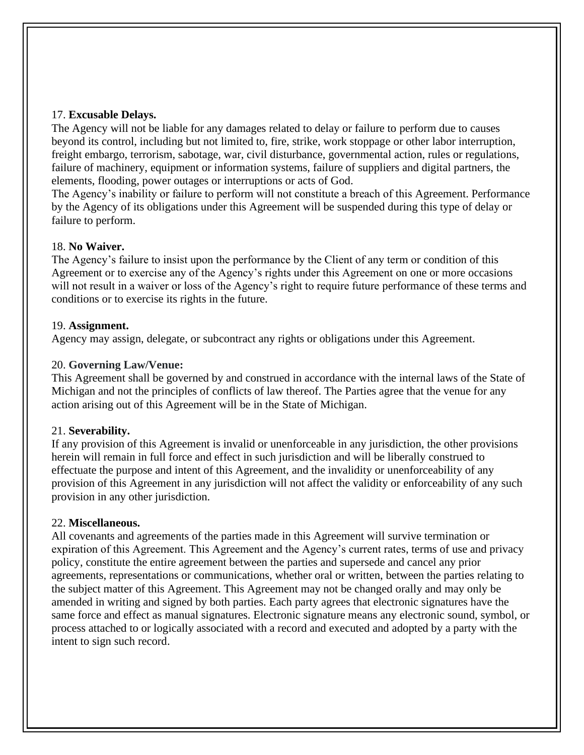17. **Excusable Delays.**

The Agency will not be liable for any damages related to delay or failure to perform due to causes beyond its control, including but not limited to, fire, strike, work stoppage or other labor interruption, freight embargo, terrorism, sabotage, war, civil disturbance, governmental action, rules or regulations, failure of machinery, equipment or information systems, failure of suppliers and digital partners, the elements, flooding, power outages or interruptions or acts of God.

The Agency's inability or failure to perform will not constitute a breach of this Agreement. Performance by the Agency of its obligations under this Agreement will be suspended during this type of delay or failure to perform.

18. **No Waiver.**

The Agency's failure to insist upon the performance by the Client of any term or condition of this Agreement or to exercise any of the Agency's rights under this Agreement on one or more occasions will not result in a waiver or loss of the Agency's right to require future performance of these terms and conditions or to exercise its rights in the future.

19. **Assignment.**

Agency may assign, delegate, or subcontract any rights or obligations under this Agreement.

20. **Governing Law/Venue:**

This Agreement shall be governed by and construed in accordance with the internal laws of the State of Michigan and not the principles of conflicts of law thereof. The Parties agree that the venue for any action arising out of this Agreement will be in the State of Michigan.

21. **Severability.**

If any provision of this Agreement is invalid or unenforceable in any jurisdiction, the other provisions herein will remain in full force and effect in such jurisdiction and will be liberally construed to effectuate the purpose and intent of this Agreement, and the invalidity or unenforceability of any provision of this Agreement in any jurisdiction will not affect the validity or enforceability of any such provision in any other jurisdiction.

22. **Miscellaneous.**

All covenants and agreements of the parties made in this Agreement will survive termination or expiration of this Agreement. This Agreement and the Agency's current rates, terms of use and privacy policy, constitute the entire agreement between the parties and supersede and cancel any prior agreements, representations or communications, whether oral or written, between the parties relating to the subject matter of this Agreement. This Agreement may not be changed orally and may only be amended in writing and signed by both parties. Each party agrees that electronic signatures have the same force and effect as manual signatures. Electronic signature means any electronic sound, symbol, or process attached to or logically associated with a record and executed and adopted by a party with the intent to sign such record.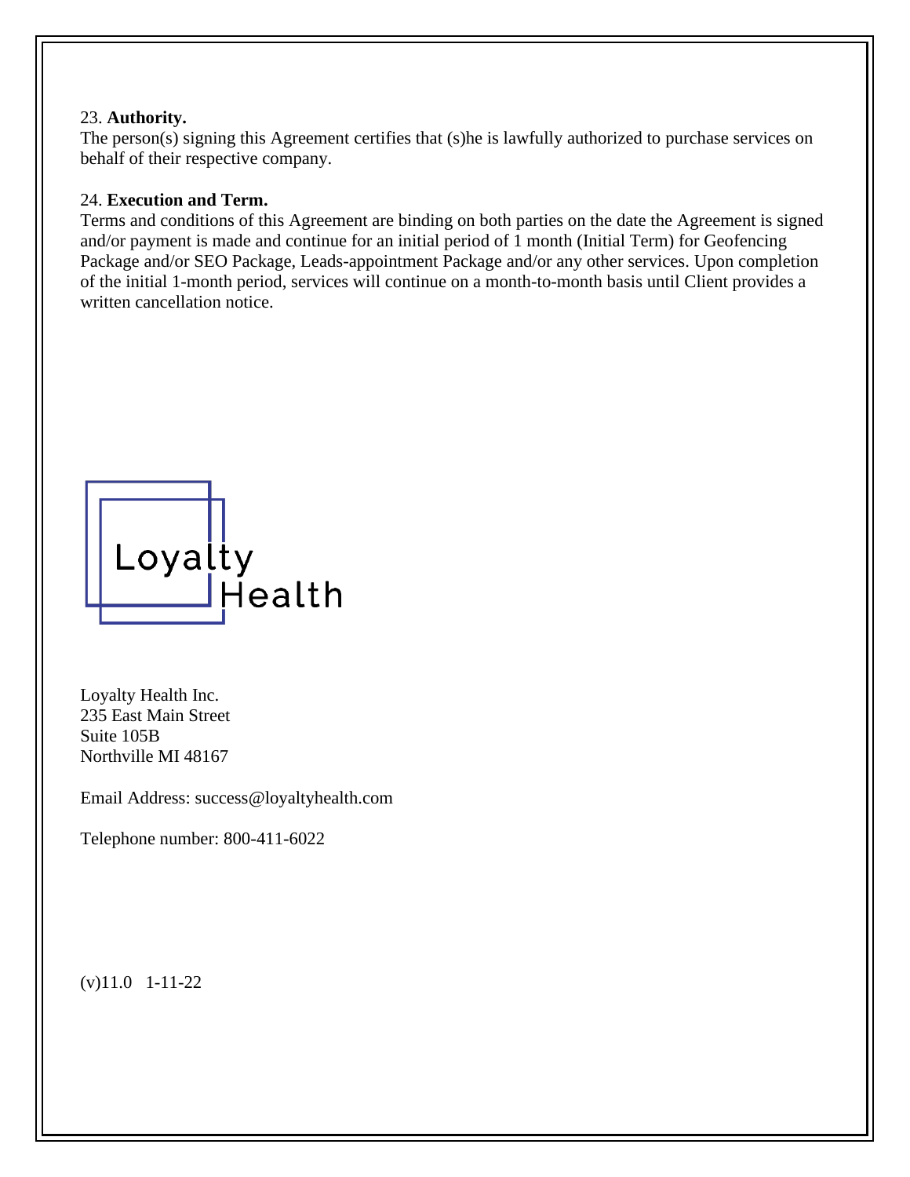23. **Authority.**

The person(s) signing this Agreement certifies that (s)he is lawfully authorized to purchase services on behalf of their respective company.

24. **Execution and Term.**

Terms and conditions of this Agreement are binding on both parties on the date the Agreement is signed and/or payment is made and continue for an initial period of 1 month (Initial Term) for Geofencing Package and/or SEO Package, Leads-appointment Package and/or any other services. Upon completion of the initial 1-month period, services will continue on a month-to-month basis until Client provides a written cancellation notice.

Loyalty Health

Loyalty Health Inc.
235 East Main Street
Suite 105B
Northville MI 48167

Email Address: success@loyaltyhealth.com

Telephone number: 800-411-6022

(v)11.0 1-11-22